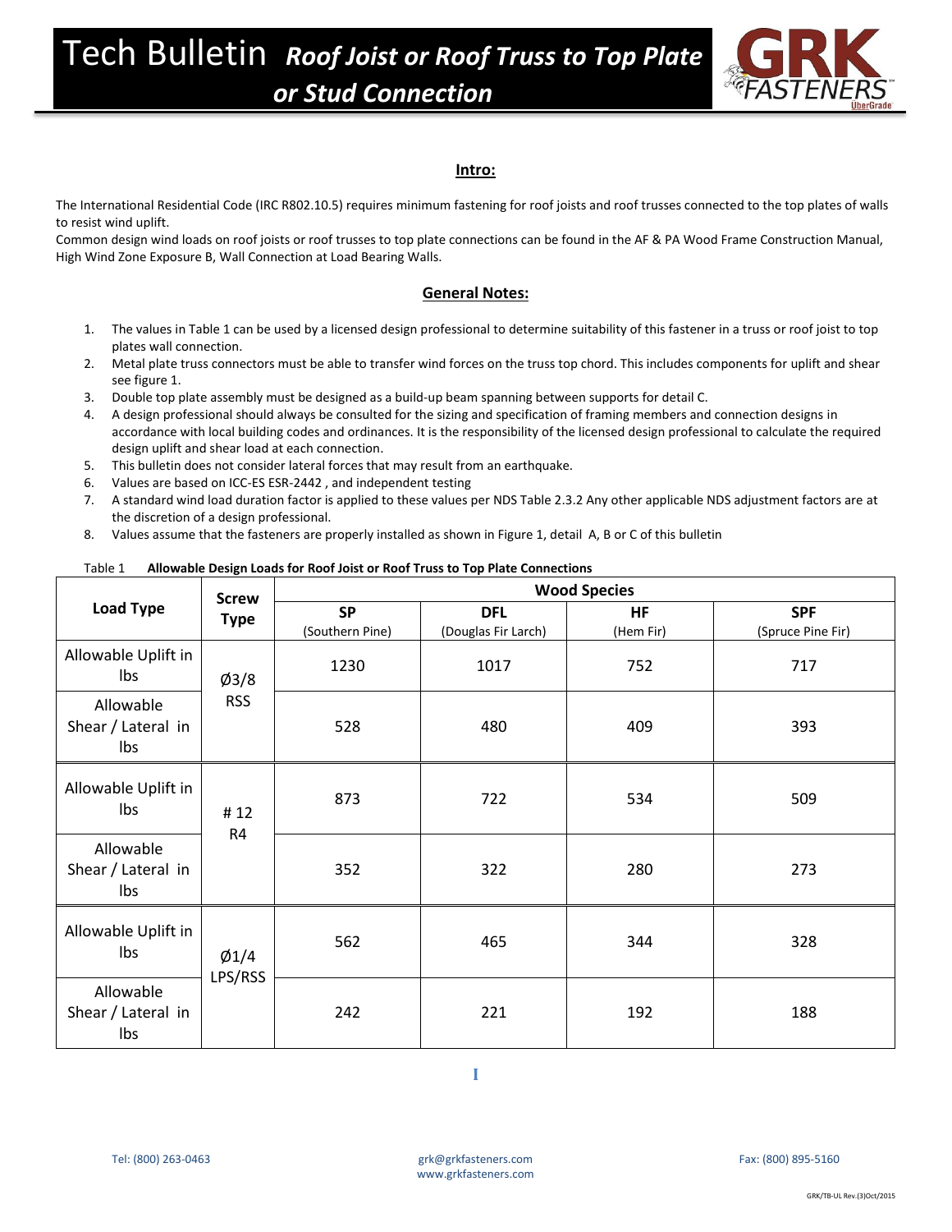# Tech Bulletin *Roof Joist or Roof Truss to Top Plate or Stud Connection*

## Intro:

The International Residential Code (IRC R802.10.5) requires minimum fastening for roof joists and roof trusses connected to the top plates of walls to resist wind uplift.
Common design wind loads on roof joists or roof trusses to top plate connections can be found in the AF & PA Wood Frame Construction Manual, High Wind Zone Exposure B, Wall Connection at Load Bearing Walls.

## General Notes:

1. The values in Table 1 can be used by a licensed design professional to determine suitability of this fastener in a truss or roof joist to top plates wall connection.
2. Metal plate truss connectors must be able to transfer wind forces on the truss top chord. This includes components for uplift and shear see figure 1.
3. Double top plate assembly must be designed as a build-up beam spanning between supports for detail C.
4. A design professional should always be consulted for the sizing and specification of framing members and connection designs in accordance with local building codes and ordinances. It is the responsibility of the licensed design professional to calculate the required design uplift and shear load at each connection.
5. This bulletin does not consider lateral forces that may result from an earthquake.
6. Values are based on ICC-ES ESR-2442 , and independent testing
7. A standard wind load duration factor is applied to these values per NDS Table 2.3.2 Any other applicable NDS adjustment factors are at the discretion of a design professional.
8. Values assume that the fasteners are properly installed as shown in Figure 1, detail A, B or C of this bulletin

Table 1 **Allowable Design Loads for Roof Joist or Roof Truss to Top Plate Connections**

| Load Type | Screw Type | Wood Species | | | |
|---|---|---|---|---|---|
| | | **SP** (Southern Pine) | **DFL** (Douglas Fir Larch) | **HF** (Hem Fir) | **SPF** (Spruce Pine Fir) |
| Allowable Uplift in lbs | Ø3/8 RSS | 1230 | 1017 | 752 | 717 |
| Allowable Shear / Lateral in lbs | | 528 | 480 | 409 | 393 |
| Allowable Uplift in lbs | # 12 R4 | 873 | 722 | 534 | 509 |
| Allowable Shear / Lateral in lbs | | 352 | 322 | 280 | 273 |
| Allowable Uplift in lbs | Ø1/4 LPS/RSS | 562 | 465 | 344 | 328 |
| Allowable Shear / Lateral in lbs | | 242 | 221 | 192 | 188 |

Tel: (800) 263-0463 grk@grkfasteners.com www.grkfasteners.com Fax: (800) 895-5160

GRK/TB-UL Rev.(3)Oct/2015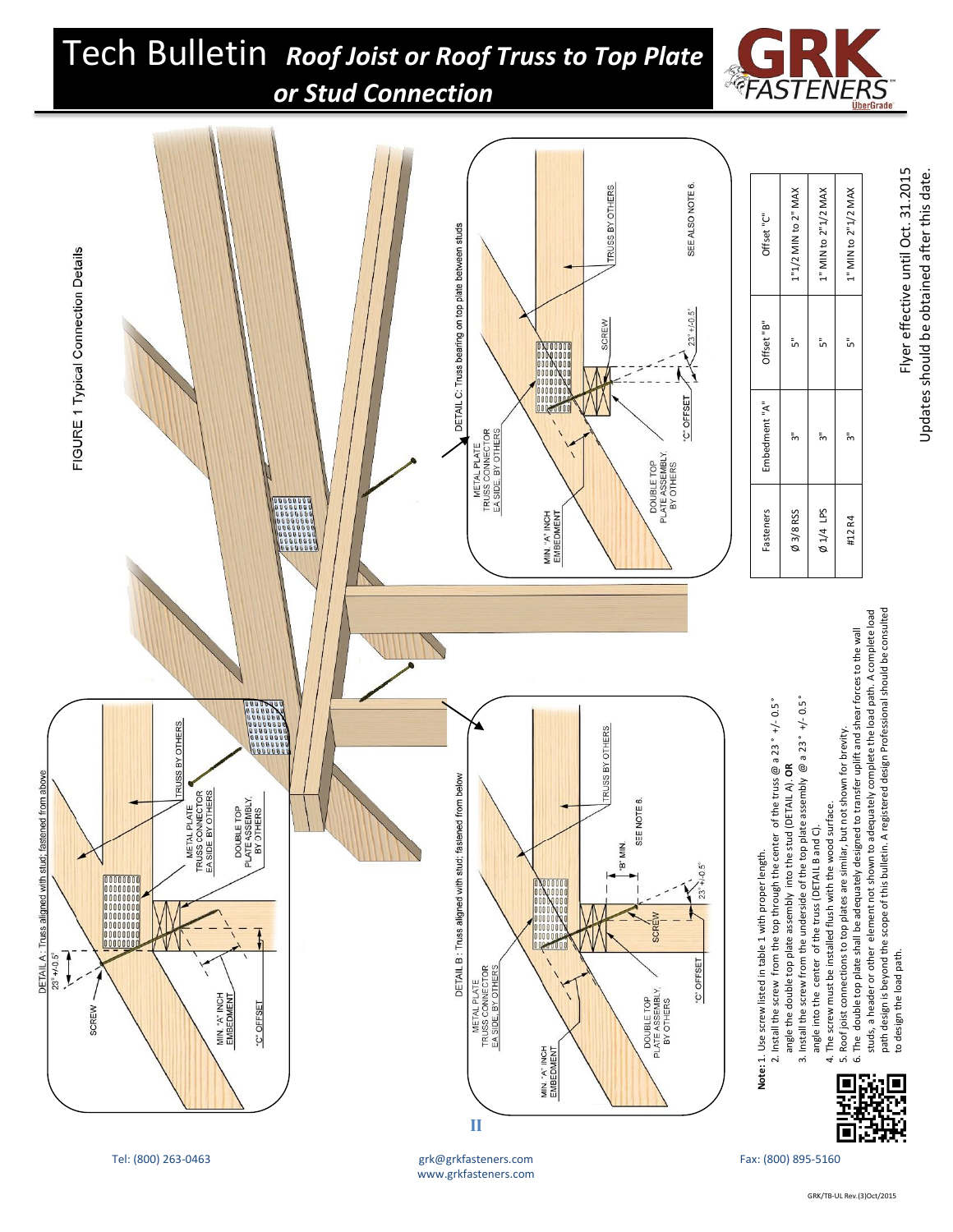# Tech Bulletin *Roof Joist or Roof Truss to Top Plate or Stud Connection*

FIGURE 1 Typical Connection Details

DETAIL A : Truss aligned with stud; fastened from above

23° +/-0.5°

SCREW

MIN. "A" INCH EMBEDMENT

"C" OFFSET

METAL PLATE TRUSS CONNECTOR EA SIDE, BY OTHERS

DOUBLE TOP PLATE ASSEMBLY, BY OTHERS

TRUSS BY OTHERS

DETAIL B : Truss aligned with stud; fastened from below

METAL PLATE TRUSS CONNECTOR EA SIDE, BY OTHERS

MIN. "A" INCH EMBEDMENT

DOUBLE TOP PLATE ASSEMBLY, BY OTHERS

"C" OFFSET

SCREW

23° +/-0.5°

"B" MIN.

SEE NOTE 6.

TRUSS BY OTHERS

DETAIL C: Truss bearing on top plate between studs

METAL PLATE TRUSS CONNECTOR EA SIDE, BY OTHERS

MIN. "A" INCH EMBEDMENT

DOUBLE TOP PLATE ASSEMBLY, BY OTHERS

"C" OFFSET

SCREW

23° +/-0.5°

TRUSS BY OTHERS

SEE ALSO NOTE 6.

| Fasteners | Embedment "A" | Offset "B" | Offset "C" |
|---|---|---|---|
| Ø 3/8 RSS | 3" | 5" | 1"1/2 MIN to 2" MAX |
| Ø 1/4 LPS | 3" | 5" | 1" MIN to 2"1/2 MAX |
| #12 R4 | 3" | 5" | 1" MIN to 2"1/2 MAX |

**Note**: 1. Use screw listed in table 1 with proper length.
2. Install the screw from the top through the center of the truss @ a 23° +/- 0.5° angle the double top plate assembly into the stud (DETAIL A), **OR**
3. Install the screw from the underside of the top plate assembly @ a 23° +/- 0.5° angle into the center of the truss (DETAIL B and C).
4. The screw must be installed flush with the wood surface.
5. Roof joist connections to top plates are similar, but not shown for brevity.
6. The double top plate shall be adequately designed to transfer uplift and shear forces to the wall studs, a header or other element not shown to adequately complete the load path. A complete load path design is beyond the scope of this bulletin. A registered design Professional should be consulted to design the load path.

Flyer effective until Oct. 31.2015
Updates should be obtained after this date.

Tel: (800) 263-0463 grk@grkfasteners.com www.grkfasteners.com Fax: (800) 895-5160

GRK/TB-UL Rev.(3)Oct/2015